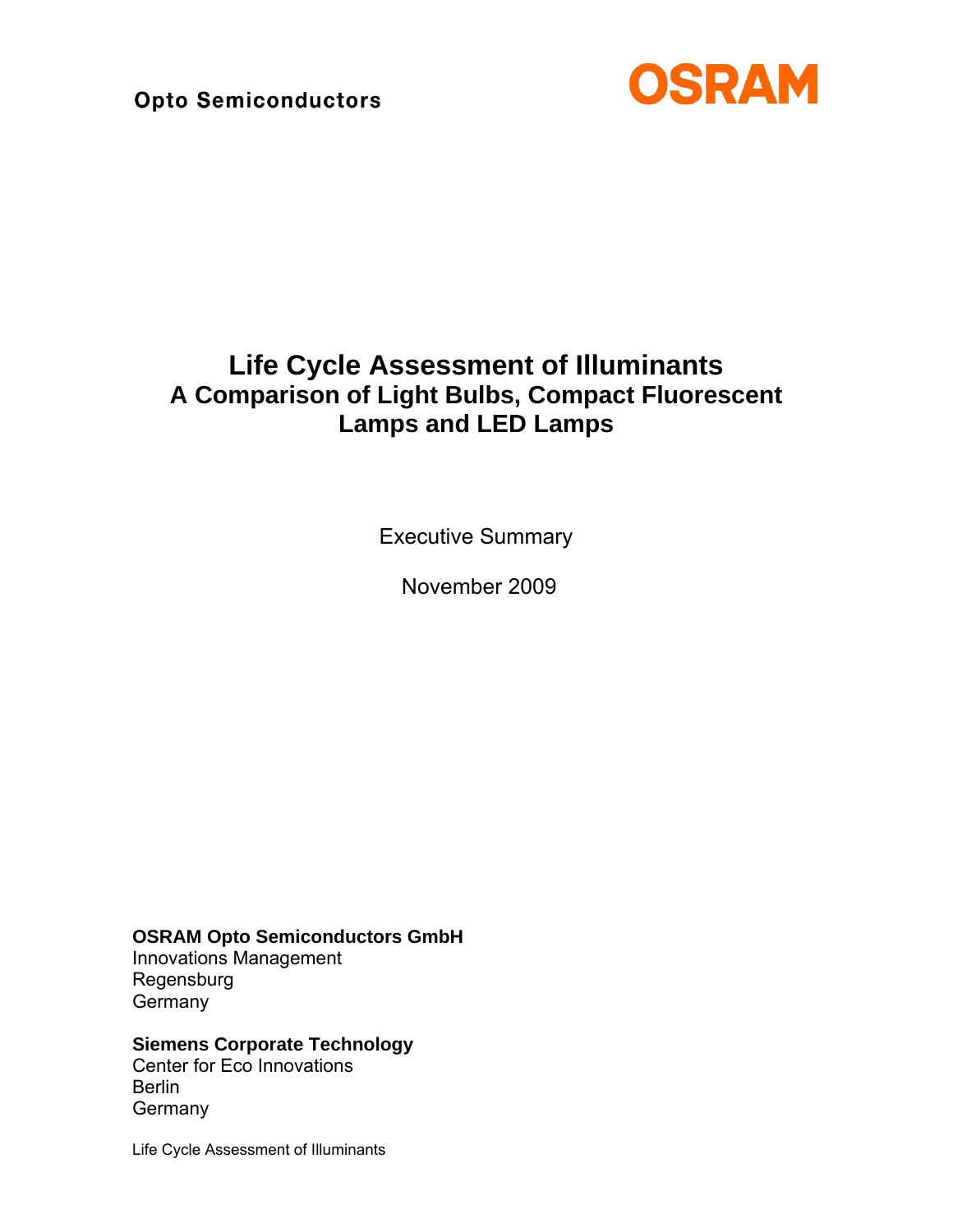Opto Semiconductors

OSRAM

# Life Cycle Assessment of Illuminants

## A Comparison of Light Bulbs, Compact Fluorescent Lamps and LED Lamps

Executive Summary

November 2009

**OSRAM Opto Semiconductors GmbH**
Innovations Management
Regensburg
Germany

**Siemens Corporate Technology**
Center for Eco Innovations
Berlin
Germany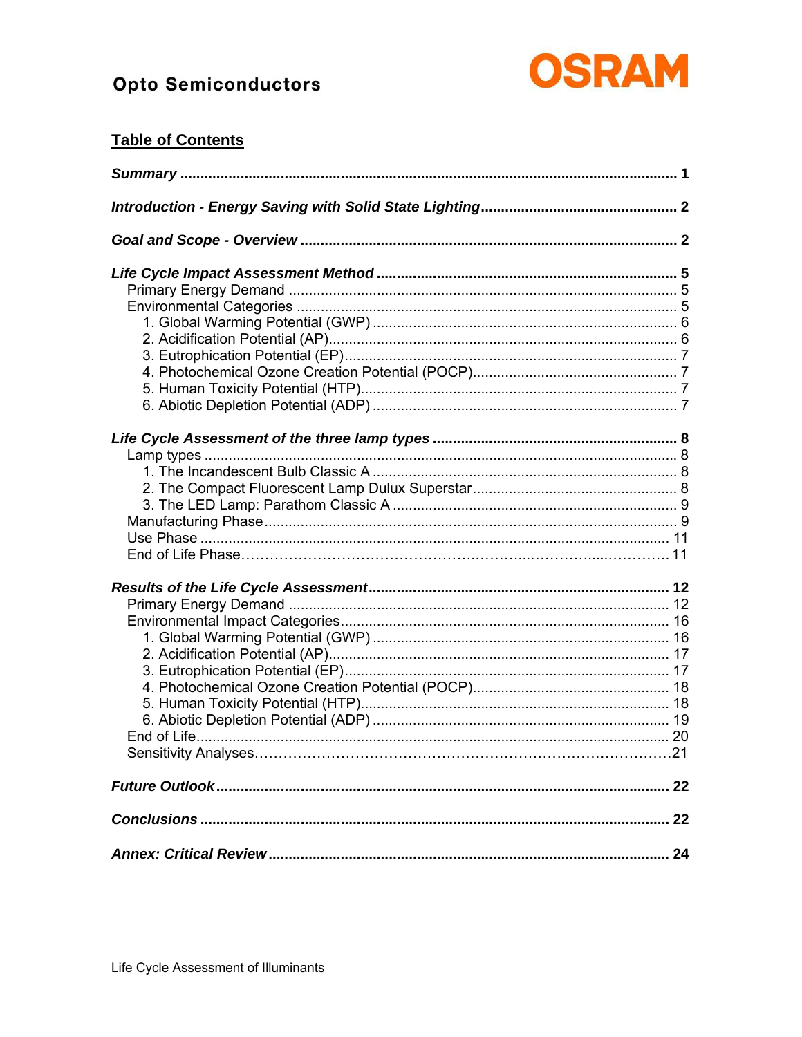## Table of Contents

- ***Summary*** ... **1**
- ***Introduction - Energy Saving with Solid State Lighting*** ... **2**
- ***Goal and Scope - Overview*** ... **2**
- ***Life Cycle Impact Assessment Method*** ... **5**
  - Primary Energy Demand ... 5
  - Environmental Categories ... 5
    1. Global Warming Potential (GWP) ... 6
    2. Acidification Potential (AP) ... 6
    3. Eutrophication Potential (EP) ... 7
    4. Photochemical Ozone Creation Potential (POCP) ... 7
    5. Human Toxicity Potential (HTP) ... 7
    6. Abiotic Depletion Potential (ADP) ... 7
- ***Life Cycle Assessment of the three lamp types*** ... **8**
  - Lamp types ... 8
    1. The Incandescent Bulb Classic A ... 8
    2. The Compact Fluorescent Lamp Dulux Superstar ... 8
    3. The LED Lamp: Parathom Classic A ... 9
  - Manufacturing Phase ... 9
  - Use Phase ... 11
  - End of Life Phase ... 11
- ***Results of the Life Cycle Assessment*** ... **12**
  - Primary Energy Demand ... 12
  - Environmental Impact Categories ... 16
    1. Global Warming Potential (GWP) ... 16
    2. Acidification Potential (AP) ... 17
    3. Eutrophication Potential (EP) ... 17
    4. Photochemical Ozone Creation Potential (POCP) ... 18
    5. Human Toxicity Potential (HTP) ... 18
    6. Abiotic Depletion Potential (ADP) ... 19
  - End of Life ... 20
  - Sensitivity Analyses ... 21
- ***Future Outlook*** ... **22**
- ***Conclusions*** ... **22**
- ***Annex: Critical Review*** ... **24**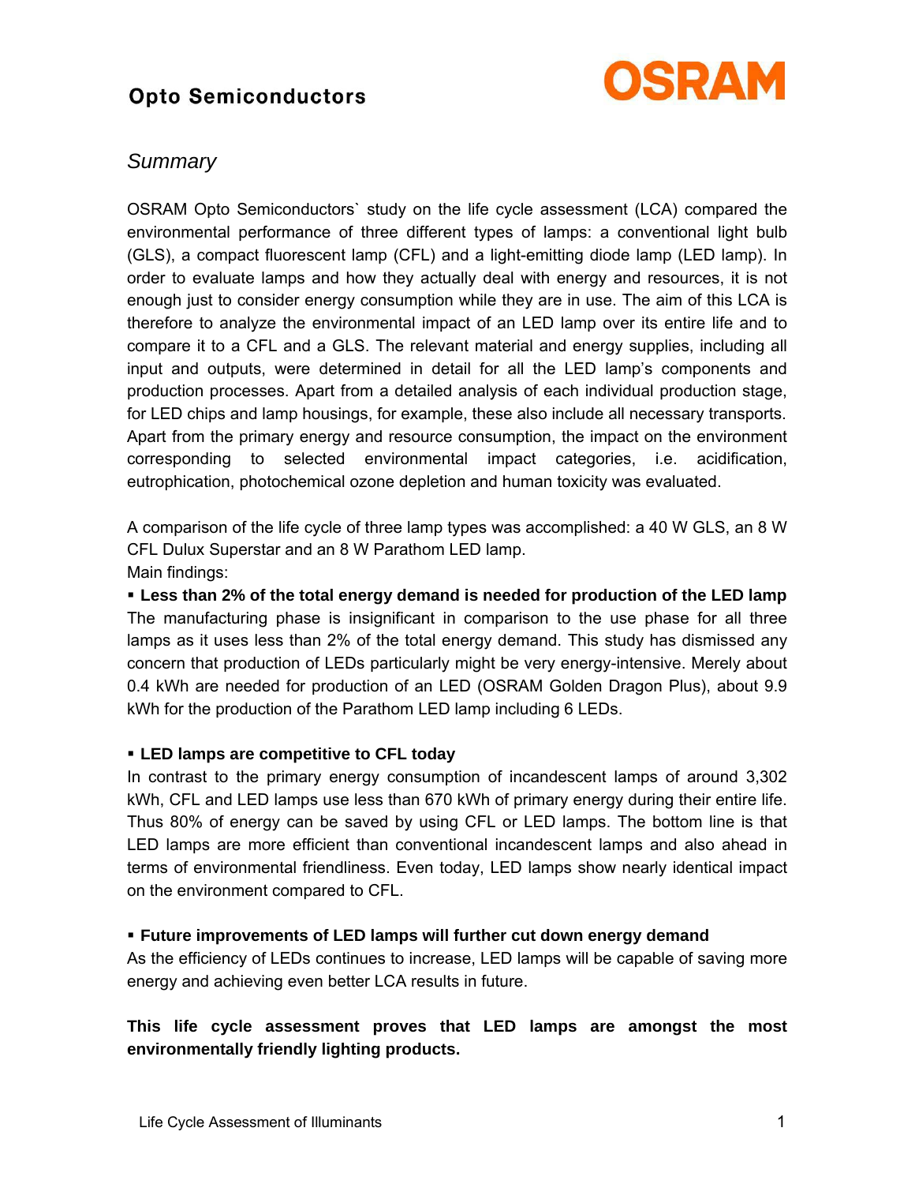## *Summary*

OSRAM Opto Semiconductors` study on the life cycle assessment (LCA) compared the environmental performance of three different types of lamps: a conventional light bulb (GLS), a compact fluorescent lamp (CFL) and a light-emitting diode lamp (LED lamp). In order to evaluate lamps and how they actually deal with energy and resources, it is not enough just to consider energy consumption while they are in use. The aim of this LCA is therefore to analyze the environmental impact of an LED lamp over its entire life and to compare it to a CFL and a GLS. The relevant material and energy supplies, including all input and outputs, were determined in detail for all the LED lamp's components and production processes. Apart from a detailed analysis of each individual production stage, for LED chips and lamp housings, for example, these also include all necessary transports. Apart from the primary energy and resource consumption, the impact on the environment corresponding to selected environmental impact categories, i.e. acidification, eutrophication, photochemical ozone depletion and human toxicity was evaluated.

A comparison of the life cycle of three lamp types was accomplished: a 40 W GLS, an 8 W CFL Dulux Superstar and an 8 W Parathom LED lamp.
Main findings:

- **Less than 2% of the total energy demand is needed for production of the LED lamp**
The manufacturing phase is insignificant in comparison to the use phase for all three lamps as it uses less than 2% of the total energy demand. This study has dismissed any concern that production of LEDs particularly might be very energy-intensive. Merely about 0.4 kWh are needed for production of an LED (OSRAM Golden Dragon Plus), about 9.9 kWh for the production of the Parathom LED lamp including 6 LEDs.

- **LED lamps are competitive to CFL today**
In contrast to the primary energy consumption of incandescent lamps of around 3,302 kWh, CFL and LED lamps use less than 670 kWh of primary energy during their entire life. Thus 80% of energy can be saved by using CFL or LED lamps. The bottom line is that LED lamps are more efficient than conventional incandescent lamps and also ahead in terms of environmental friendliness. Even today, LED lamps show nearly identical impact on the environment compared to CFL.

- **Future improvements of LED lamps will further cut down energy demand**
As the efficiency of LEDs continues to increase, LED lamps will be capable of saving more energy and achieving even better LCA results in future.

**This life cycle assessment proves that LED lamps are amongst the most environmentally friendly lighting products.**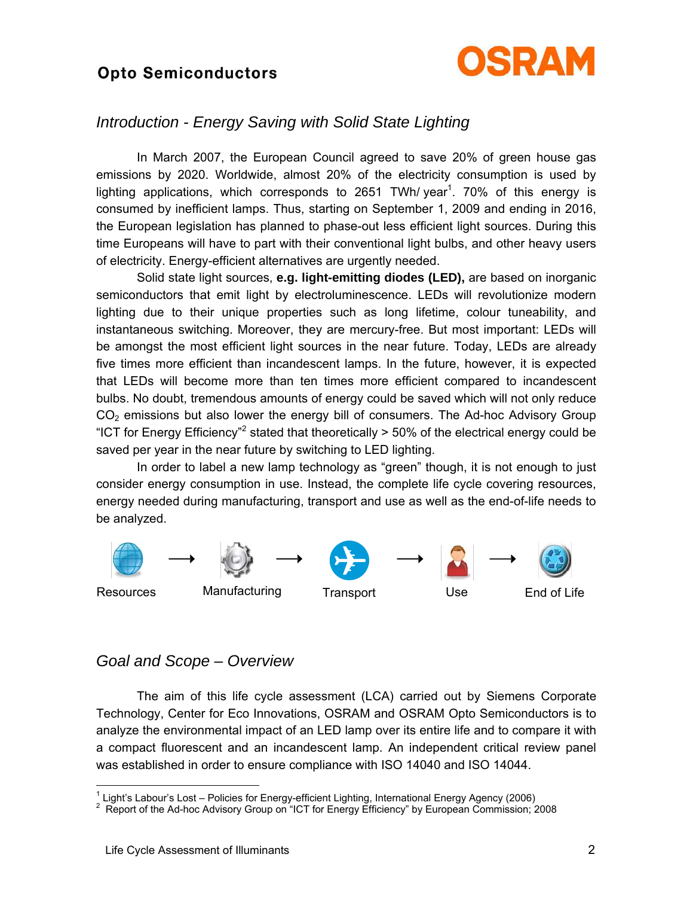## Introduction - Energy Saving with Solid State Lighting

In March 2007, the European Council agreed to save 20% of green house gas emissions by 2020. Worldwide, almost 20% of the electricity consumption is used by lighting applications, which corresponds to 2651 TWh/ year[1]. 70% of this energy is consumed by inefficient lamps. Thus, starting on September 1, 2009 and ending in 2016, the European legislation has planned to phase-out less efficient light sources. During this time Europeans will have to part with their conventional light bulbs, and other heavy users of electricity. Energy-efficient alternatives are urgently needed.

Solid state light sources, **e.g. light-emitting diodes (LED),** are based on inorganic semiconductors that emit light by electroluminescence. LEDs will revolutionize modern lighting due to their unique properties such as long lifetime, colour tuneability, and instantaneous switching. Moreover, they are mercury-free. But most important: LEDs will be amongst the most efficient light sources in the near future. Today, LEDs are already five times more efficient than incandescent lamps. In the future, however, it is expected that LEDs will become more than ten times more efficient compared to incandescent bulbs. No doubt, tremendous amounts of energy could be saved which will not only reduce $CO_2$ emissions but also lower the energy bill of consumers. The Ad-hoc Advisory Group "ICT for Energy Efficiency"[2] stated that theoretically > 50% of the electrical energy could be saved per year in the near future by switching to LED lighting.

In order to label a new lamp technology as "green" though, it is not enough to just consider energy consumption in use. Instead, the complete life cycle covering resources, energy needed during manufacturing, transport and use as well as the end-of-life needs to be analyzed.

Resources → Manufacturing → Transport → Use → End of Life

## Goal and Scope – Overview

The aim of this life cycle assessment (LCA) carried out by Siemens Corporate Technology, Center for Eco Innovations, OSRAM and OSRAM Opto Semiconductors is to analyze the environmental impact of an LED lamp over its entire life and to compare it with a compact fluorescent and an incandescent lamp. An independent critical review panel was established in order to ensure compliance with ISO 14040 and ISO 14044.

[1] Light's Labour's Lost – Policies for Energy-efficient Lighting, International Energy Agency (2006)

[2] Report of the Ad-hoc Advisory Group on "ICT for Energy Efficiency" by European Commission; 2008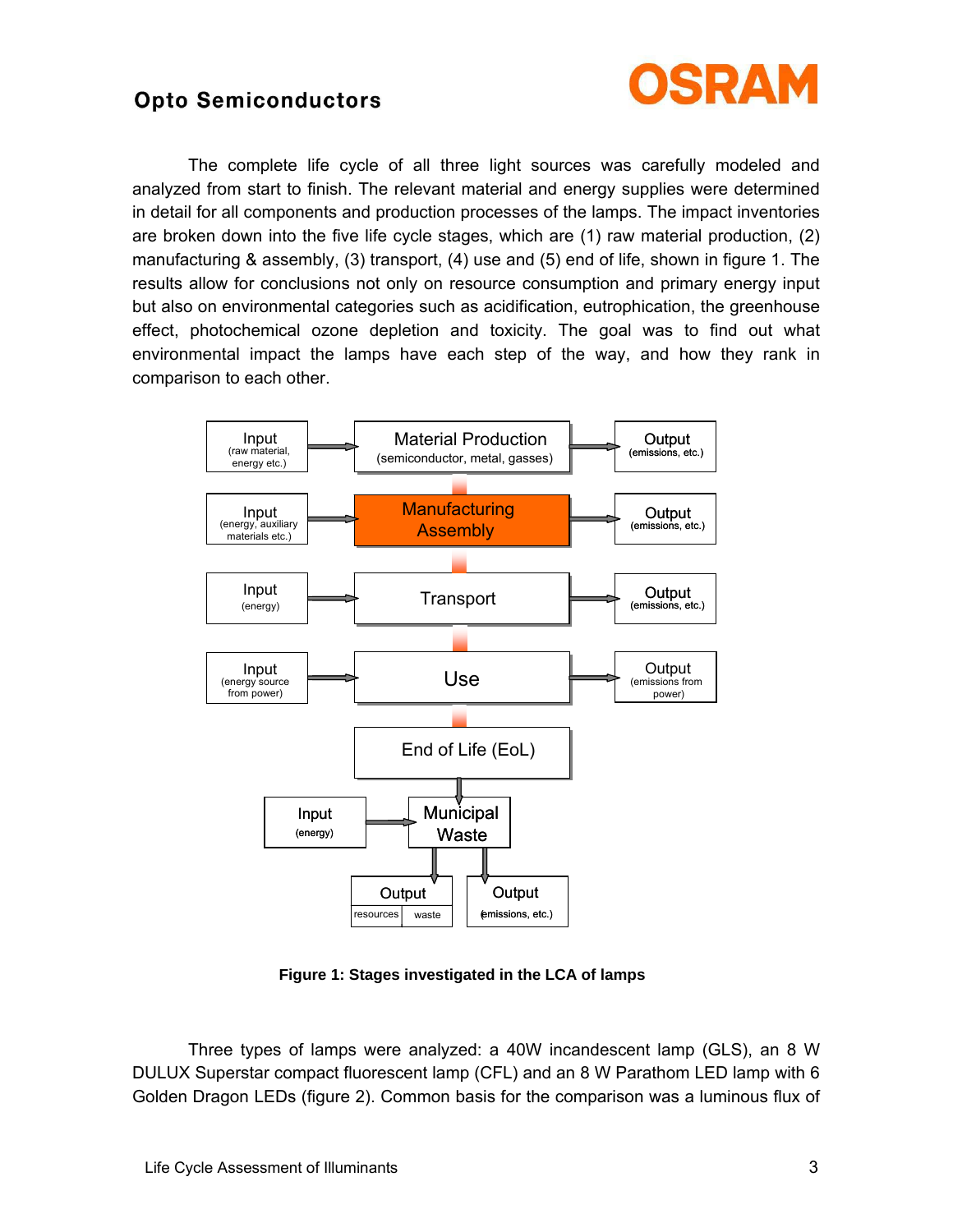The complete life cycle of all three light sources was carefully modeled and analyzed from start to finish. The relevant material and energy supplies were determined in detail for all components and production processes of the lamps. The impact inventories are broken down into the five life cycle stages, which are (1) raw material production, (2) manufacturing & assembly, (3) transport, (4) use and (5) end of life, shown in figure 1. The results allow for conclusions not only on resource consumption and primary energy input but also on environmental categories such as acidification, eutrophication, the greenhouse effect, photochemical ozone depletion and toxicity. The goal was to find out what environmental impact the lamps have each step of the way, and how they rank in comparison to each other.

Input (raw material, energy etc.) → Material Production (semiconductor, metal, gasses) → Output (emissions, etc.)

Input (energy, auxiliary materials etc.) → Manufacturing Assembly → Output (emissions, etc.)

Input (energy) → Transport → Output (emissions, etc.)

Input (energy source from power) → Use → Output (emissions from power)

End of Life (EoL)

Input (energy) → Municipal Waste → Output (resources, waste); Output (emissions, etc.)

**Figure 1: Stages investigated in the LCA of lamps**

Three types of lamps were analyzed: a 40W incandescent lamp (GLS), an 8 W DULUX Superstar compact fluorescent lamp (CFL) and an 8 W Parathom LED lamp with 6 Golden Dragon LEDs (figure 2). Common basis for the comparison was a luminous flux of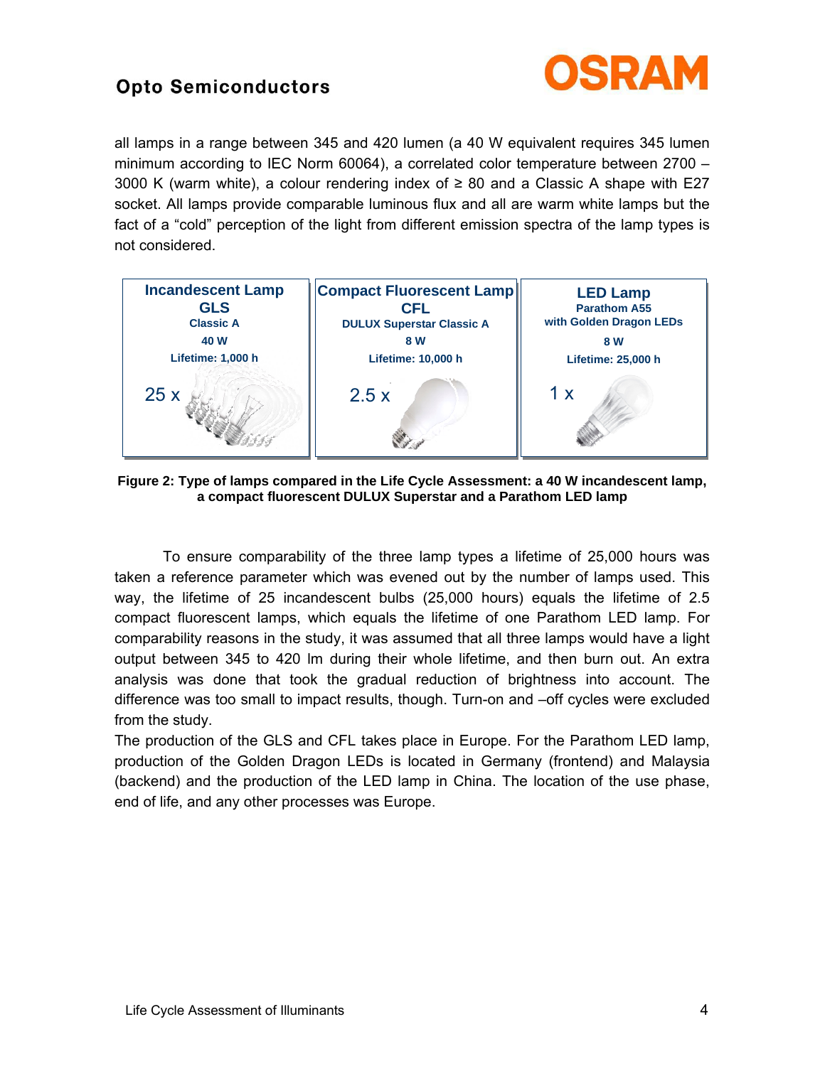all lamps in a range between 345 and 420 lumen (a 40 W equivalent requires 345 lumen minimum according to IEC Norm 60064), a correlated color temperature between 2700 – 3000 K (warm white), a colour rendering index of ≥ 80 and a Classic A shape with E27 socket. All lamps provide comparable luminous flux and all are warm white lamps but the fact of a “cold” perception of the light from different emission spectra of the lamp types is not considered.

| Incandescent Lamp GLS | Compact Fluorescent Lamp CFL | LED Lamp |
|---|---|---|
| Classic A | DULUX Superstar Classic A | Parathom A55 with Golden Dragon LEDs |
| 40 W | 8 W | 8 W |
| Lifetime: 1,000 h | Lifetime: 10,000 h | Lifetime: 25,000 h |
| 25 x | 2.5 x | 1 x |

**Figure 2: Type of lamps compared in the Life Cycle Assessment: a 40 W incandescent lamp, a compact fluorescent DULUX Superstar and a Parathom LED lamp**

To ensure comparability of the three lamp types a lifetime of 25,000 hours was taken a reference parameter which was evened out by the number of lamps used. This way, the lifetime of 25 incandescent bulbs (25,000 hours) equals the lifetime of 2.5 compact fluorescent lamps, which equals the lifetime of one Parathom LED lamp. For comparability reasons in the study, it was assumed that all three lamps would have a light output between 345 to 420 lm during their whole lifetime, and then burn out. An extra analysis was done that took the gradual reduction of brightness into account. The difference was too small to impact results, though. Turn-on and –off cycles were excluded from the study.

The production of the GLS and CFL takes place in Europe. For the Parathom LED lamp, production of the Golden Dragon LEDs is located in Germany (frontend) and Malaysia (backend) and the production of the LED lamp in China. The location of the use phase, end of life, and any other processes was Europe.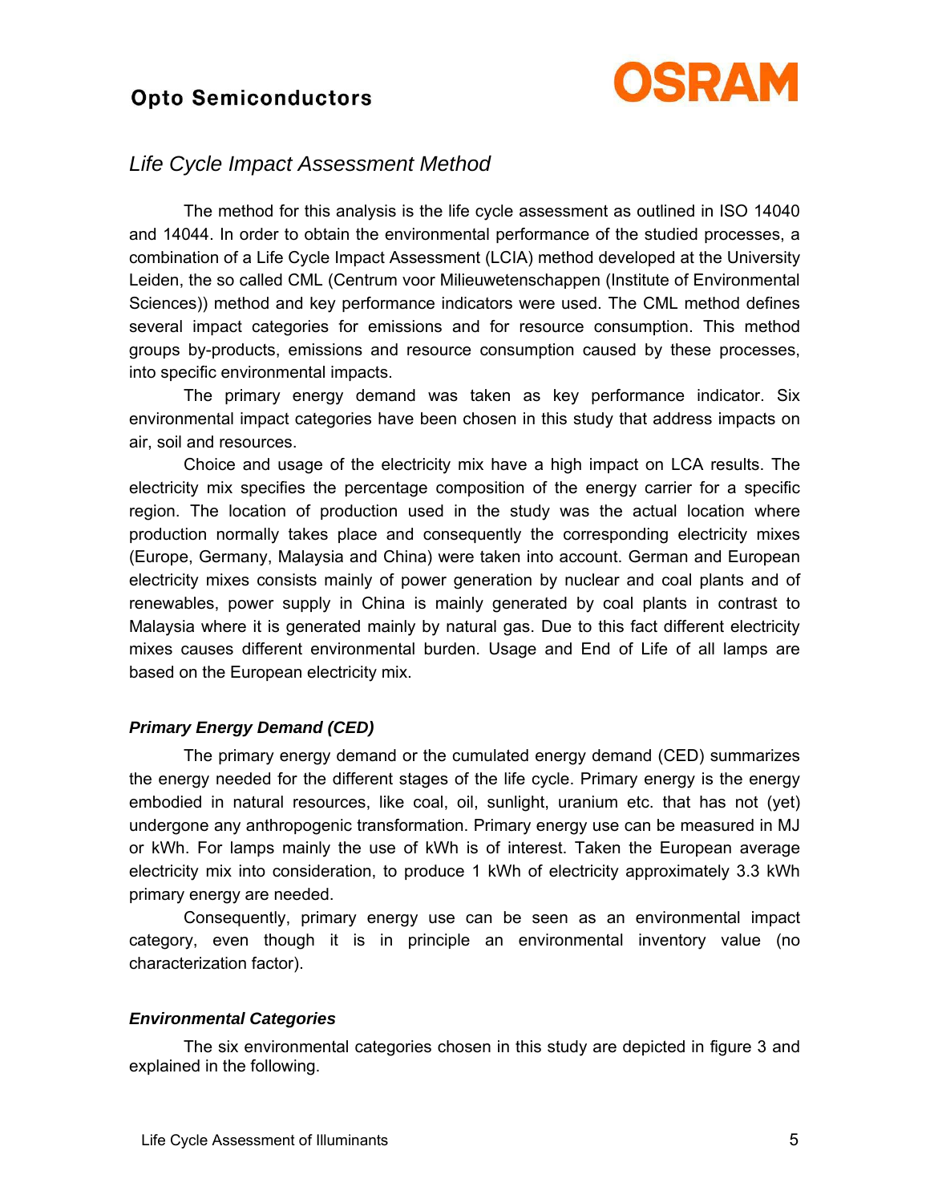## *Life Cycle Impact Assessment Method*

The method for this analysis is the life cycle assessment as outlined in ISO 14040 and 14044. In order to obtain the environmental performance of the studied processes, a combination of a Life Cycle Impact Assessment (LCIA) method developed at the University Leiden, the so called CML (Centrum voor Milieuwetenschappen (Institute of Environmental Sciences)) method and key performance indicators were used. The CML method defines several impact categories for emissions and for resource consumption. This method groups by-products, emissions and resource consumption caused by these processes, into specific environmental impacts.

The primary energy demand was taken as key performance indicator. Six environmental impact categories have been chosen in this study that address impacts on air, soil and resources.

Choice and usage of the electricity mix have a high impact on LCA results. The electricity mix specifies the percentage composition of the energy carrier for a specific region. The location of production used in the study was the actual location where production normally takes place and consequently the corresponding electricity mixes (Europe, Germany, Malaysia and China) were taken into account. German and European electricity mixes consists mainly of power generation by nuclear and coal plants and of renewables, power supply in China is mainly generated by coal plants in contrast to Malaysia where it is generated mainly by natural gas. Due to this fact different electricity mixes causes different environmental burden. Usage and End of Life of all lamps are based on the European electricity mix.

### ***Primary Energy Demand (CED)***

The primary energy demand or the cumulated energy demand (CED) summarizes the energy needed for the different stages of the life cycle. Primary energy is the energy embodied in natural resources, like coal, oil, sunlight, uranium etc. that has not (yet) undergone any anthropogenic transformation. Primary energy use can be measured in MJ or kWh. For lamps mainly the use of kWh is of interest. Taken the European average electricity mix into consideration, to produce 1 kWh of electricity approximately 3.3 kWh primary energy are needed.

Consequently, primary energy use can be seen as an environmental impact category, even though it is in principle an environmental inventory value (no characterization factor).

### ***Environmental Categories***

The six environmental categories chosen in this study are depicted in figure 3 and explained in the following.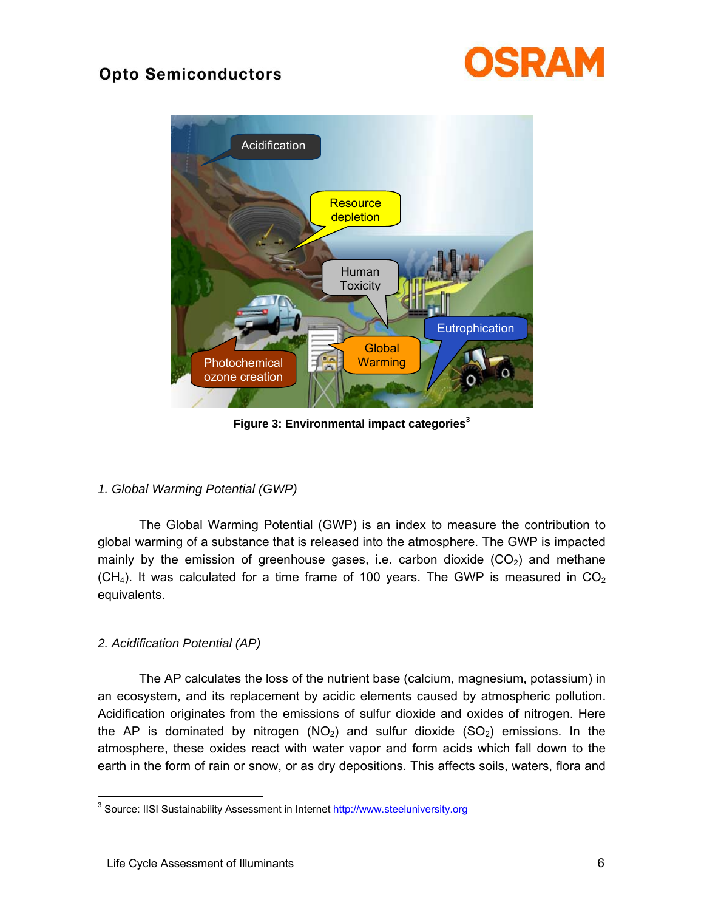Figure 3: Environmental impact categories[3]

*1. Global Warming Potential (GWP)*

The Global Warming Potential (GWP) is an index to measure the contribution to global warming of a substance that is released into the atmosphere. The GWP is impacted mainly by the emission of greenhouse gases, i.e. carbon dioxide ($CO_2$) and methane ($CH_4$). It was calculated for a time frame of 100 years. The GWP is measured in $CO_2$ equivalents.

*2. Acidification Potential (AP)*

The AP calculates the loss of the nutrient base (calcium, magnesium, potassium) in an ecosystem, and its replacement by acidic elements caused by atmospheric pollution. Acidification originates from the emissions of sulfur dioxide and oxides of nitrogen. Here the AP is dominated by nitrogen ($NO_2$) and sulfur dioxide ($SO_2$) emissions. In the atmosphere, these oxides react with water vapor and form acids which fall down to the earth in the form of rain or snow, or as dry depositions. This affects soils, waters, flora and

---

[3] Source: IISI Sustainability Assessment in Internet http://www.steeluniversity.org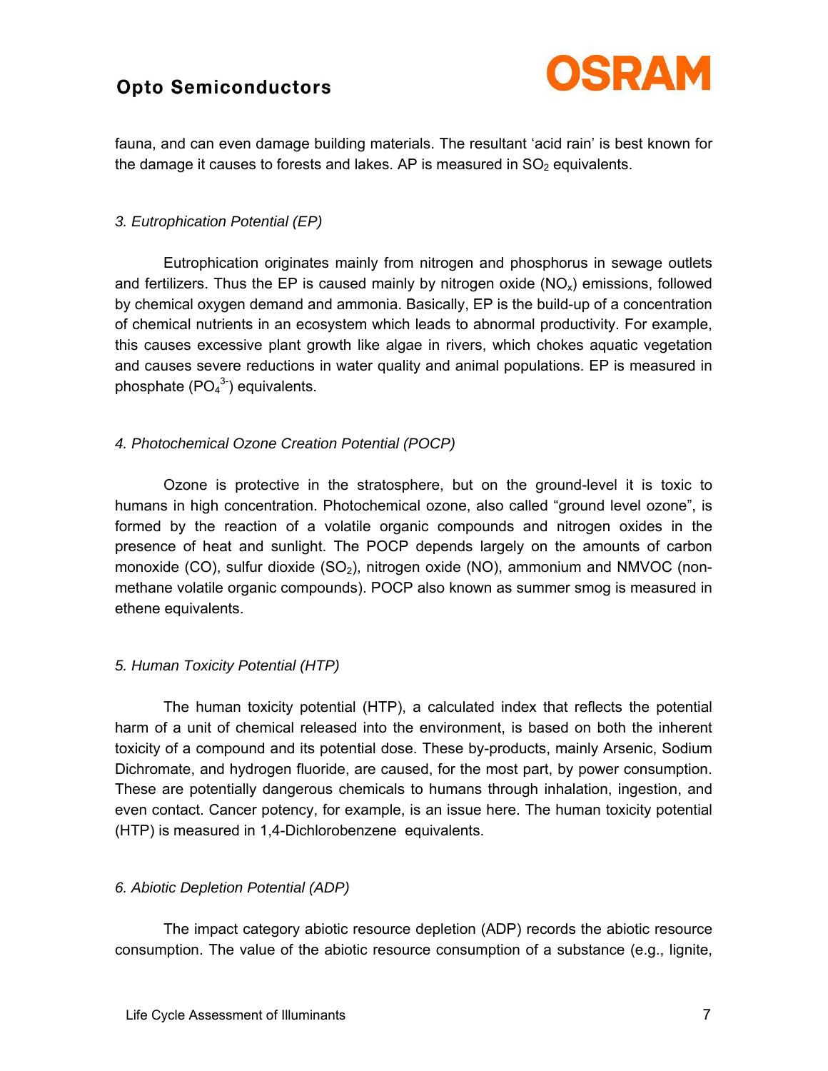fauna, and can even damage building materials. The resultant ‘acid rain’ is best known for the damage it causes to forests and lakes. AP is measured in $SO_2$ equivalents.

*3. Eutrophication Potential (EP)*

Eutrophication originates mainly from nitrogen and phosphorus in sewage outlets and fertilizers. Thus the EP is caused mainly by nitrogen oxide ($NO_x$) emissions, followed by chemical oxygen demand and ammonia. Basically, EP is the build-up of a concentration of chemical nutrients in an ecosystem which leads to abnormal productivity. For example, this causes excessive plant growth like algae in rivers, which chokes aquatic vegetation and causes severe reductions in water quality and animal populations. EP is measured in phosphate ($PO_4^{3-}$) equivalents.

*4. Photochemical Ozone Creation Potential (POCP)*

Ozone is protective in the stratosphere, but on the ground-level it is toxic to humans in high concentration. Photochemical ozone, also called “ground level ozone”, is formed by the reaction of a volatile organic compounds and nitrogen oxides in the presence of heat and sunlight. The POCP depends largely on the amounts of carbon monoxide (CO), sulfur dioxide ($SO_2$), nitrogen oxide (NO), ammonium and NMVOC (non-methane volatile organic compounds). POCP also known as summer smog is measured in ethene equivalents.

*5. Human Toxicity Potential (HTP)*

The human toxicity potential (HTP), a calculated index that reflects the potential harm of a unit of chemical released into the environment, is based on both the inherent toxicity of a compound and its potential dose. These by-products, mainly Arsenic, Sodium Dichromate, and hydrogen fluoride, are caused, for the most part, by power consumption. These are potentially dangerous chemicals to humans through inhalation, ingestion, and even contact. Cancer potency, for example, is an issue here. The human toxicity potential (HTP) is measured in 1,4-Dichlorobenzene equivalents.

*6. Abiotic Depletion Potential (ADP)*

The impact category abiotic resource depletion (ADP) records the abiotic resource consumption. The value of the abiotic resource consumption of a substance (e.g., lignite,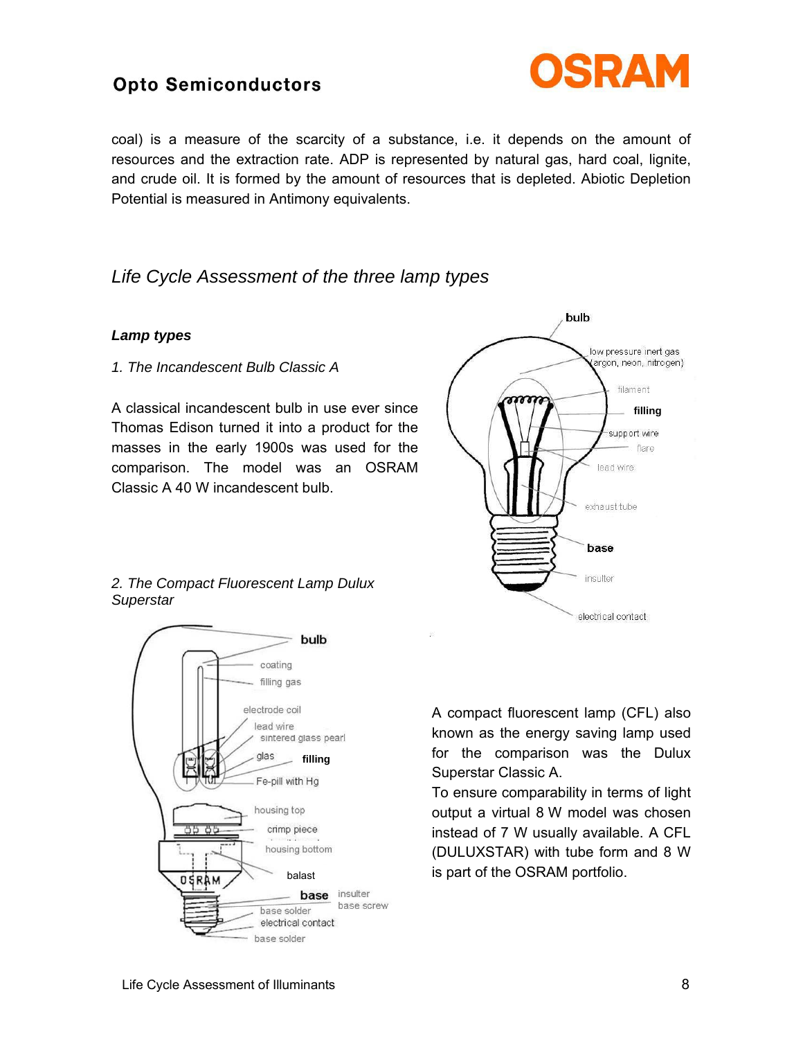coal) is a measure of the scarcity of a substance, i.e. it depends on the amount of resources and the extraction rate. ADP is represented by natural gas, hard coal, lignite, and crude oil. It is formed by the amount of resources that is depleted. Abiotic Depletion Potential is measured in Antimony equivalents.

## *Life Cycle Assessment of the three lamp types*

### ***Lamp types***

*1. The Incandescent Bulb Classic A*

A classical incandescent bulb in use ever since Thomas Edison turned it into a product for the masses in the early 1900s was used for the comparison. The model was an OSRAM Classic A 40 W incandescent bulb.

*2. The Compact Fluorescent Lamp Dulux Superstar*

A compact fluorescent lamp (CFL) also known as the energy saving lamp used for the comparison was the Dulux Superstar Classic A.

To ensure comparability in terms of light output a virtual 8 W model was chosen instead of 7 W usually available. A CFL (DULUXSTAR) with tube form and 8 W is part of the OSRAM portfolio.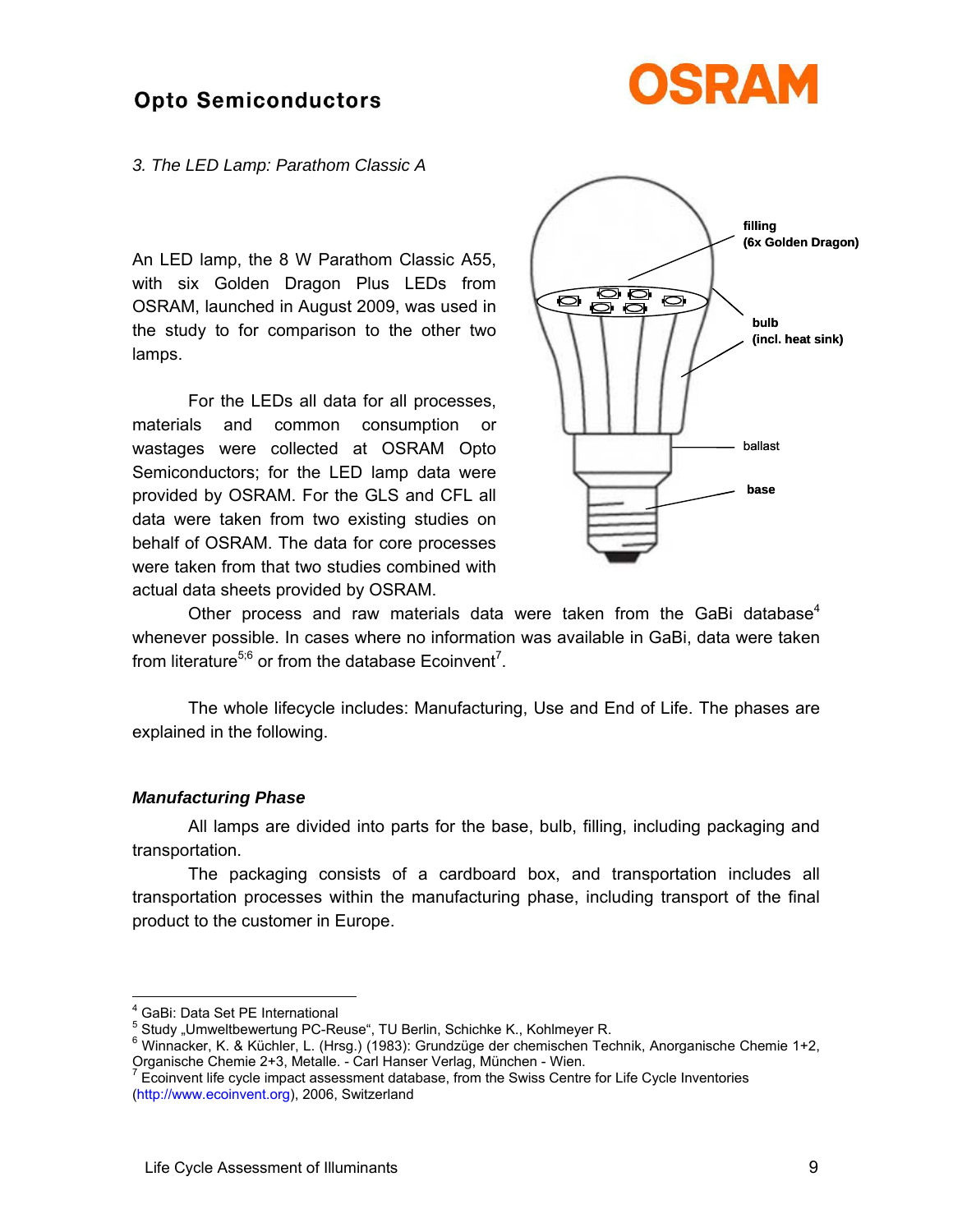### 3. The LED Lamp: Parathom Classic A

An LED lamp, the 8 W Parathom Classic A55, with six Golden Dragon Plus LEDs from OSRAM, launched in August 2009, was used in the study to for comparison to the other two lamps.

For the LEDs all data for all processes, materials and common consumption or wastages were collected at OSRAM Opto Semiconductors; for the LED lamp data were provided by OSRAM. For the GLS and CFL all data were taken from two existing studies on behalf of OSRAM. The data for core processes were taken from that two studies combined with actual data sheets provided by OSRAM.

Other process and raw materials data were taken from the GaBi database[4] whenever possible. In cases where no information was available in GaBi, data were taken from literature[5;6] or from the database Ecoinvent[7].

The whole lifecycle includes: Manufacturing, Use and End of Life. The phases are explained in the following.

#### *Manufacturing Phase*

All lamps are divided into parts for the base, bulb, filling, including packaging and transportation.

The packaging consists of a cardboard box, and transportation includes all transportation processes within the manufacturing phase, including transport of the final product to the customer in Europe.

---

[4] GaBi: Data Set PE International

[5] Study „Umweltbewertung PC-Reuse", TU Berlin, Schichke K., Kohlmeyer R.

[6] Winnacker, K. & Küchler, L. (Hrsg.) (1983): Grundzüge der chemischen Technik, Anorganische Chemie 1+2, Organische Chemie 2+3, Metalle. - Carl Hanser Verlag, München - Wien.

[7] Ecoinvent life cycle impact assessment database, from the Swiss Centre for Life Cycle Inventories (http://www.ecoinvent.org), 2006, Switzerland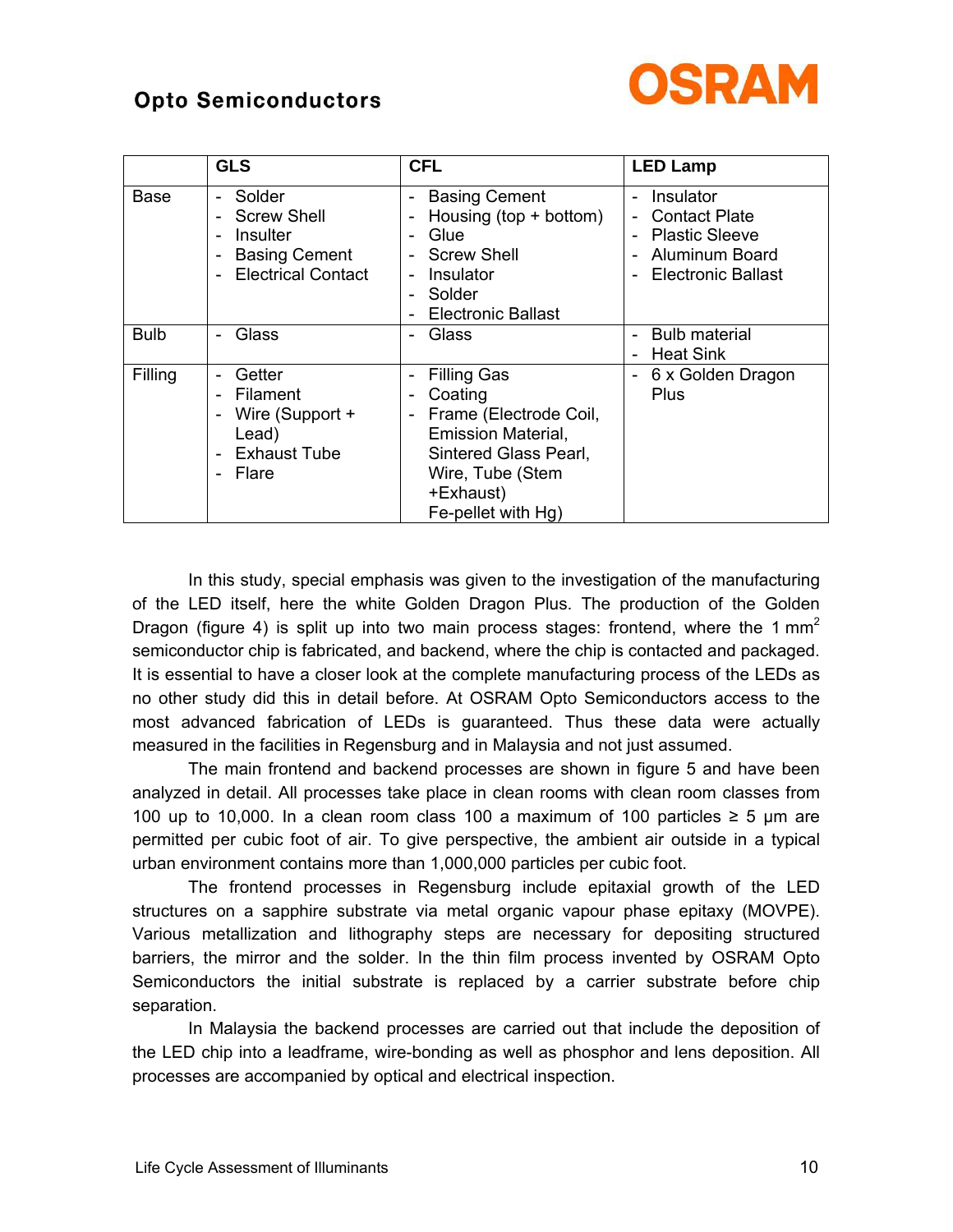| | GLS | CFL | LED Lamp |
|---|---|---|---|
| Base | - Solder<br>- Screw Shell<br>- Insulter<br>- Basing Cement<br>- Electrical Contact | - Basing Cement<br>- Housing (top + bottom)<br>- Glue<br>- Screw Shell<br>- Insulator<br>- Solder<br>- Electronic Ballast | - Insulator<br>- Contact Plate<br>- Plastic Sleeve<br>- Aluminum Board<br>- Electronic Ballast |
| Bulb | - Glass | - Glass | - Bulb material<br>- Heat Sink |
| Filling | - Getter<br>- Filament<br>- Wire (Support + Lead)<br>- Exhaust Tube<br>- Flare | - Filling Gas<br>- Coating<br>- Frame (Electrode Coil, Emission Material, Sintered Glass Pearl, Wire, Tube (Stem +Exhaust) Fe-pellet with Hg) | - 6 x Golden Dragon Plus |

In this study, special emphasis was given to the investigation of the manufacturing of the LED itself, here the white Golden Dragon Plus. The production of the Golden Dragon (figure 4) is split up into two main process stages: frontend, where the 1 $mm^2$ semiconductor chip is fabricated, and backend, where the chip is contacted and packaged. It is essential to have a closer look at the complete manufacturing process of the LEDs as no other study did this in detail before. At OSRAM Opto Semiconductors access to the most advanced fabrication of LEDs is guaranteed. Thus these data were actually measured in the facilities in Regensburg and in Malaysia and not just assumed.

The main frontend and backend processes are shown in figure 5 and have been analyzed in detail. All processes take place in clean rooms with clean room classes from 100 up to 10,000. In a clean room class 100 a maximum of 100 particles ≥ 5 µm are permitted per cubic foot of air. To give perspective, the ambient air outside in a typical urban environment contains more than 1,000,000 particles per cubic foot.

The frontend processes in Regensburg include epitaxial growth of the LED structures on a sapphire substrate via metal organic vapour phase epitaxy (MOVPE). Various metallization and lithography steps are necessary for depositing structured barriers, the mirror and the solder. In the thin film process invented by OSRAM Opto Semiconductors the initial substrate is replaced by a carrier substrate before chip separation.

In Malaysia the backend processes are carried out that include the deposition of the LED chip into a leadframe, wire-bonding as well as phosphor and lens deposition. All processes are accompanied by optical and electrical inspection.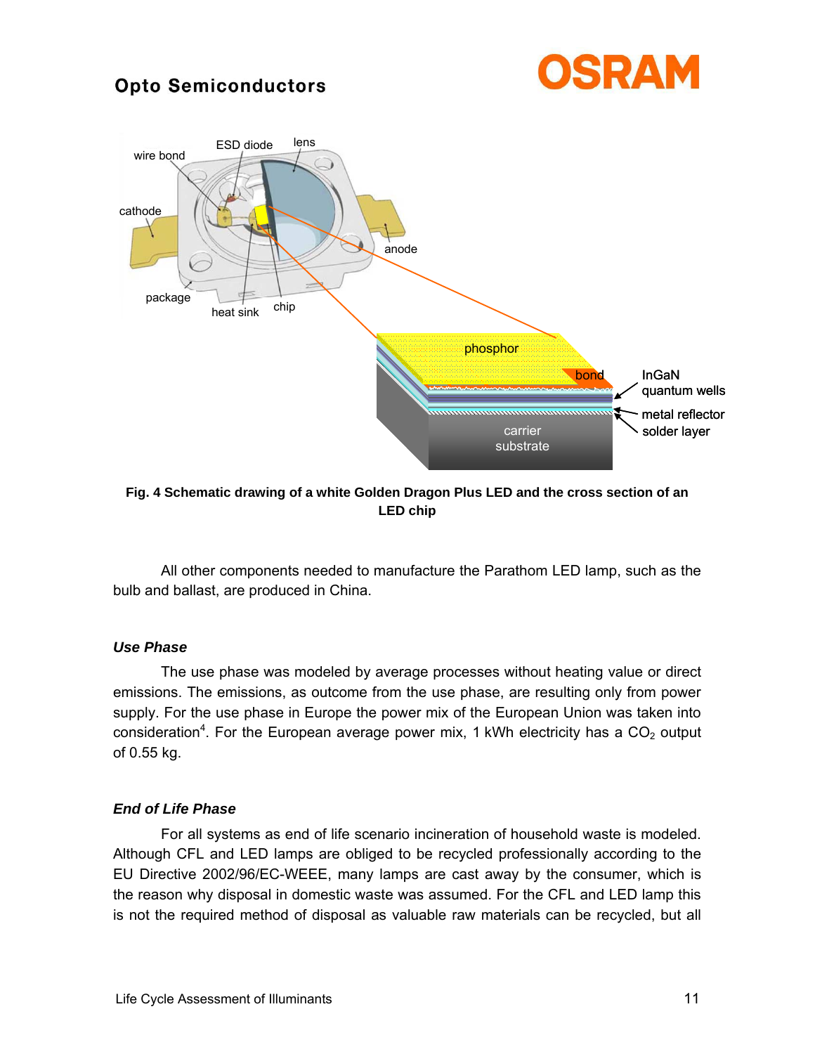Fig. 4 Schematic drawing of a white Golden Dragon Plus LED and the cross section of an LED chip

All other components needed to manufacture the Parathom LED lamp, such as the bulb and ballast, are produced in China.

### *Use Phase*

The use phase was modeled by average processes without heating value or direct emissions. The emissions, as outcome from the use phase, are resulting only from power supply. For the use phase in Europe the power mix of the European Union was taken into consideration[4]. For the European average power mix, 1 kWh electricity has a $CO_2$ output of 0.55 kg.

### *End of Life Phase*

For all systems as end of life scenario incineration of household waste is modeled. Although CFL and LED lamps are obliged to be recycled professionally according to the EU Directive 2002/96/EC-WEEE, many lamps are cast away by the consumer, which is the reason why disposal in domestic waste was assumed. For the CFL and LED lamp this is not the required method of disposal as valuable raw materials can be recycled, but all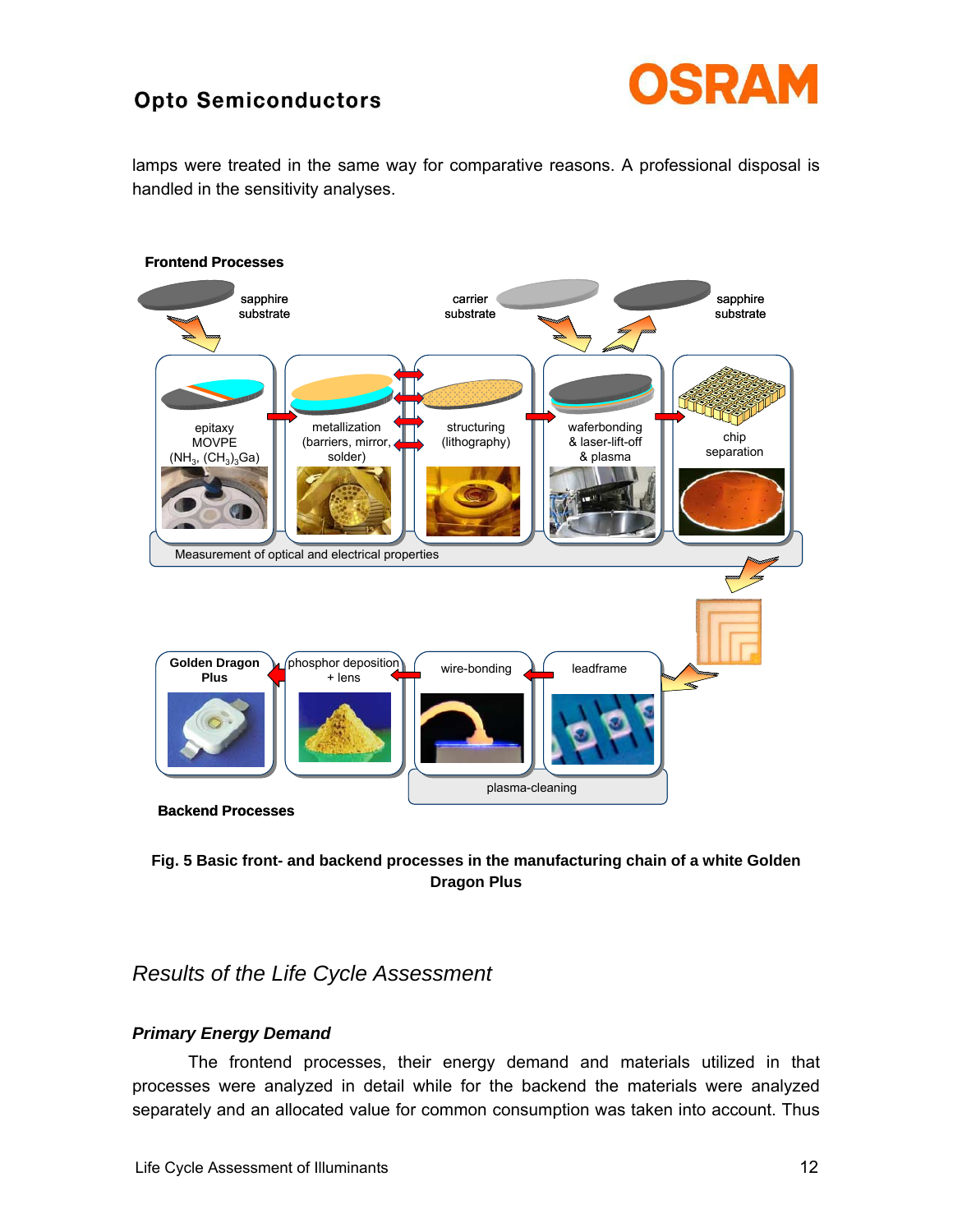lamps were treated in the same way for comparative reasons. A professional disposal is handled in the sensitivity analyses.

Fig. 5 Basic front- and backend processes in the manufacturing chain of a white Golden Dragon Plus

## *Results of the Life Cycle Assessment*

### *Primary Energy Demand*

The frontend processes, their energy demand and materials utilized in that processes were analyzed in detail while for the backend the materials were analyzed separately and an allocated value for common consumption was taken into account. Thus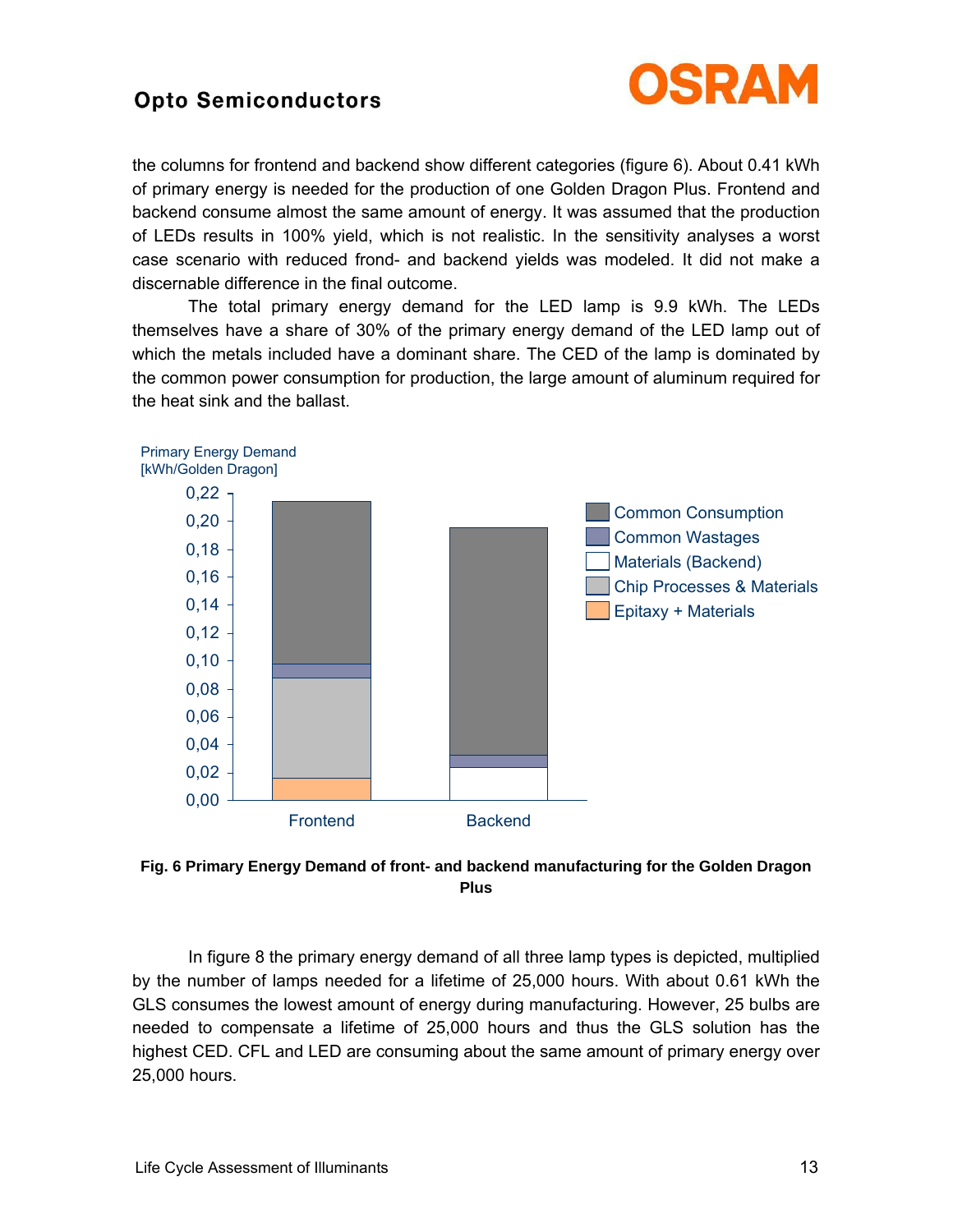the columns for frontend and backend show different categories (figure 6). About 0.41 kWh of primary energy is needed for the production of one Golden Dragon Plus. Frontend and backend consume almost the same amount of energy. It was assumed that the production of LEDs results in 100% yield, which is not realistic. In the sensitivity analyses a worst case scenario with reduced frond- and backend yields was modeled. It did not make a discernable difference in the final outcome.

The total primary energy demand for the LED lamp is 9.9 kWh. The LEDs themselves have a share of 30% of the primary energy demand of the LED lamp out of which the metals included have a dominant share. The CED of the lamp is dominated by the common power consumption for production, the large amount of aluminum required for the heat sink and the ballast.

**Fig. 6 Primary Energy Demand of front- and backend manufacturing for the Golden Dragon Plus**

In figure 8 the primary energy demand of all three lamp types is depicted, multiplied by the number of lamps needed for a lifetime of 25,000 hours. With about 0.61 kWh the GLS consumes the lowest amount of energy during manufacturing. However, 25 bulbs are needed to compensate a lifetime of 25,000 hours and thus the GLS solution has the highest CED. CFL and LED are consuming about the same amount of primary energy over 25,000 hours.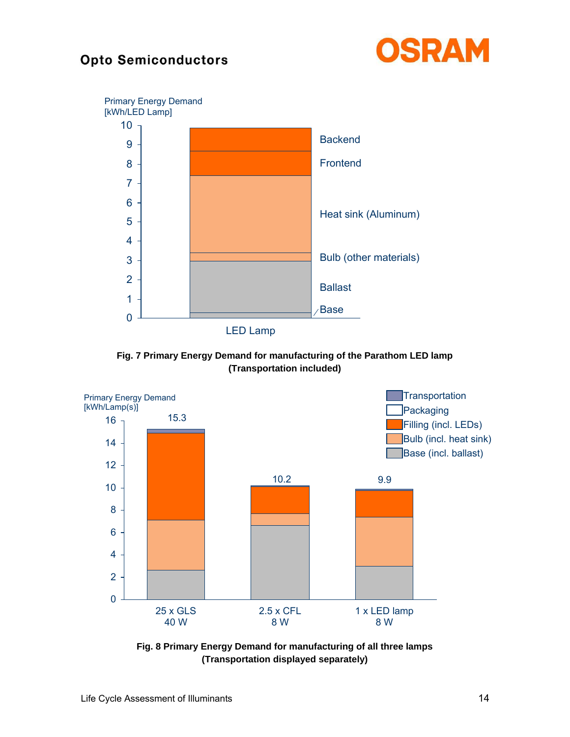Fig. 7 Primary Energy Demand for manufacturing of the Parathom LED lamp (Transportation included)

Fig. 8 Primary Energy Demand for manufacturing of all three lamps (Transportation displayed separately)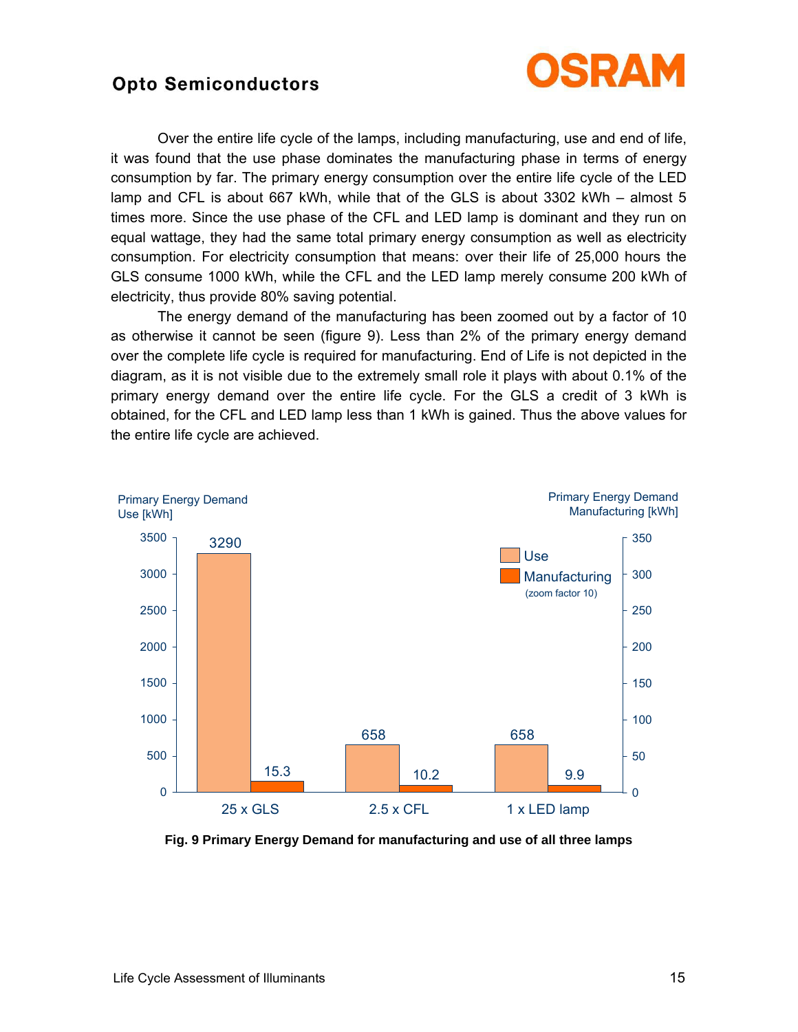Over the entire life cycle of the lamps, including manufacturing, use and end of life, it was found that the use phase dominates the manufacturing phase in terms of energy consumption by far. The primary energy consumption over the entire life cycle of the LED lamp and CFL is about 667 kWh, while that of the GLS is about 3302 kWh – almost 5 times more. Since the use phase of the CFL and LED lamp is dominant and they run on equal wattage, they had the same total primary energy consumption as well as electricity consumption. For electricity consumption that means: over their life of 25,000 hours the GLS consume 1000 kWh, while the CFL and the LED lamp merely consume 200 kWh of electricity, thus provide 80% saving potential.

The energy demand of the manufacturing has been zoomed out by a factor of 10 as otherwise it cannot be seen (figure 9). Less than 2% of the primary energy demand over the complete life cycle is required for manufacturing. End of Life is not depicted in the diagram, as it is not visible due to the extremely small role it plays with about 0.1% of the primary energy demand over the entire life cycle. For the GLS a credit of 3 kWh is obtained, for the CFL and LED lamp less than 1 kWh is gained. Thus the above values for the entire life cycle are achieved.

| | Primary Energy Demand Use [kWh] | Primary Energy Demand Manufacturing [kWh] (zoom factor 10) |
|---|---|---|
| 25 x GLS | 3290 | 15.3 |
| 2.5 x CFL | 658 | 10.2 |
| 1 x LED lamp | 658 | 9.9 |

**Fig. 9 Primary Energy Demand for manufacturing and use of all three lamps**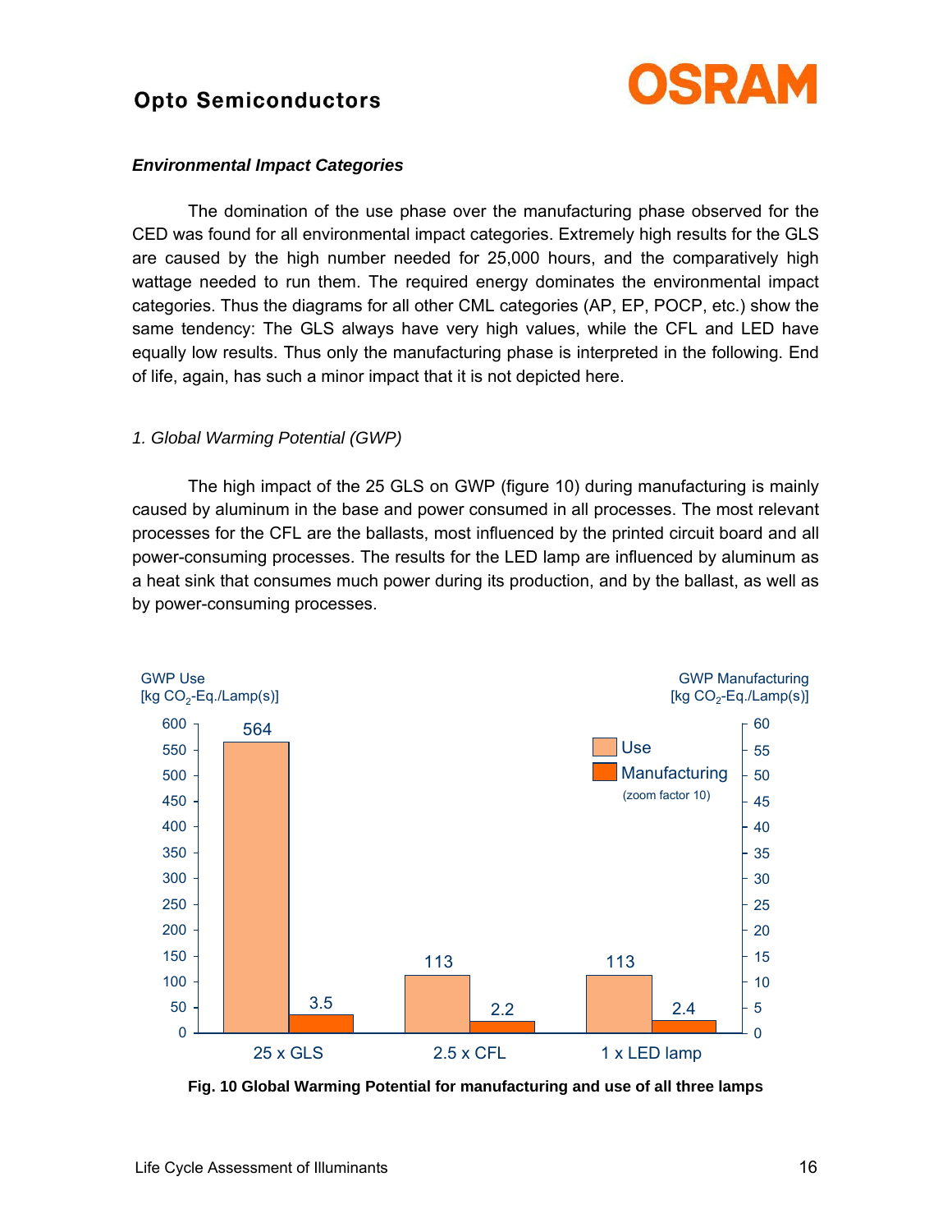### *Environmental Impact Categories*

The domination of the use phase over the manufacturing phase observed for the CED was found for all environmental impact categories. Extremely high results for the GLS are caused by the high number needed for 25,000 hours, and the comparatively high wattage needed to run them. The required energy dominates the environmental impact categories. Thus the diagrams for all other CML categories (AP, EP, POCP, etc.) show the same tendency: The GLS always have very high values, while the CFL and LED have equally low results. Thus only the manufacturing phase is interpreted in the following. End of life, again, has such a minor impact that it is not depicted here.

*1. Global Warming Potential (GWP)*

The high impact of the 25 GLS on GWP (figure 10) during manufacturing is mainly caused by aluminum in the base and power consumed in all processes. The most relevant processes for the CFL are the ballasts, most influenced by the printed circuit board and all power-consuming processes. The results for the LED lamp are influenced by aluminum as a heat sink that consumes much power during its production, and by the ballast, as well as by power-consuming processes.

| | GWP Use [kg $CO_2$-Eq./Lamp(s)] | GWP Manufacturing [kg $CO_2$-Eq./Lamp(s)] (zoom factor 10) |
|---|---|---|
| 25 x GLS | 564 | 3.5 |
| 2.5 x CFL | 113 | 2.2 |
| 1 x LED lamp | 113 | 2.4 |

**Fig. 10 Global Warming Potential for manufacturing and use of all three lamps**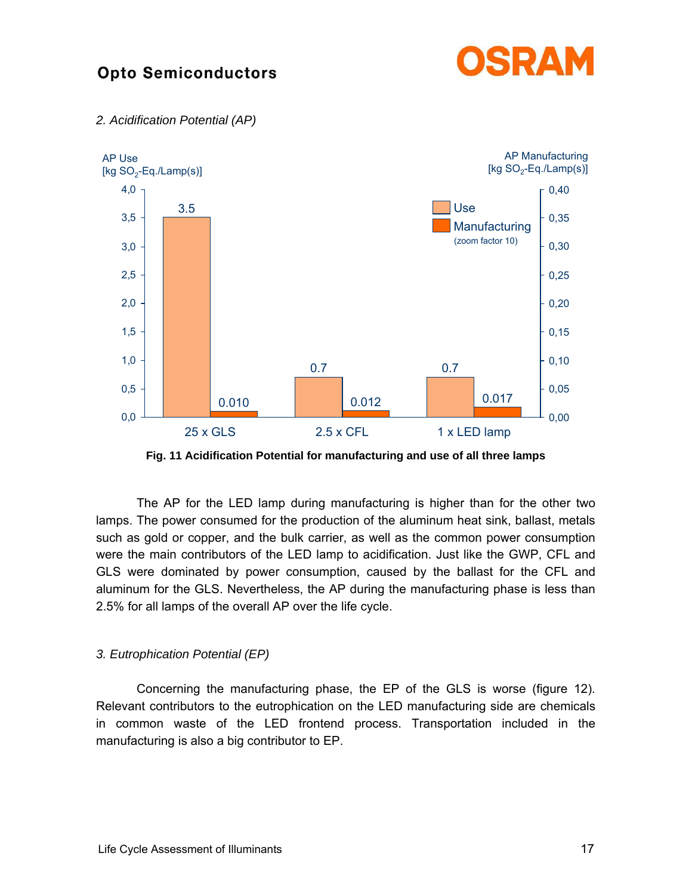*2. Acidification Potential (AP)*

**Fig. 11 Acidification Potential for manufacturing and use of all three lamps**

The AP for the LED lamp during manufacturing is higher than for the other two lamps. The power consumed for the production of the aluminum heat sink, ballast, metals such as gold or copper, and the bulk carrier, as well as the common power consumption were the main contributors of the LED lamp to acidification. Just like the GWP, CFL and GLS were dominated by power consumption, caused by the ballast for the CFL and aluminum for the GLS. Nevertheless, the AP during the manufacturing phase is less than 2.5% for all lamps of the overall AP over the life cycle.

*3. Eutrophication Potential (EP)*

Concerning the manufacturing phase, the EP of the GLS is worse (figure 12). Relevant contributors to the eutrophication on the LED manufacturing side are chemicals in common waste of the LED frontend process. Transportation included in the manufacturing is also a big contributor to EP.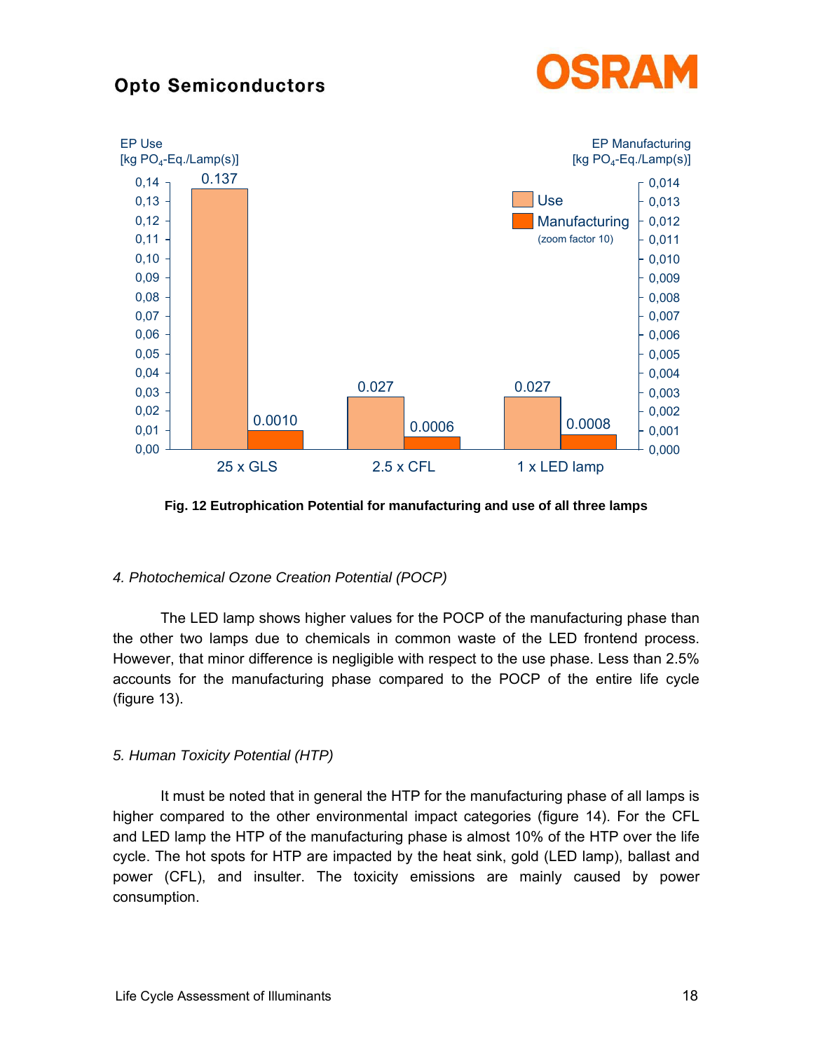Fig. 12 Eutrophication Potential for manufacturing and use of all three lamps

*4. Photochemical Ozone Creation Potential (POCP)*

The LED lamp shows higher values for the POCP of the manufacturing phase than the other two lamps due to chemicals in common waste of the LED frontend process. However, that minor difference is negligible with respect to the use phase. Less than 2.5% accounts for the manufacturing phase compared to the POCP of the entire life cycle (figure 13).

*5. Human Toxicity Potential (HTP)*

It must be noted that in general the HTP for the manufacturing phase of all lamps is higher compared to the other environmental impact categories (figure 14). For the CFL and LED lamp the HTP of the manufacturing phase is almost 10% of the HTP over the life cycle. The hot spots for HTP are impacted by the heat sink, gold (LED lamp), ballast and power (CFL), and insulter. The toxicity emissions are mainly caused by power consumption.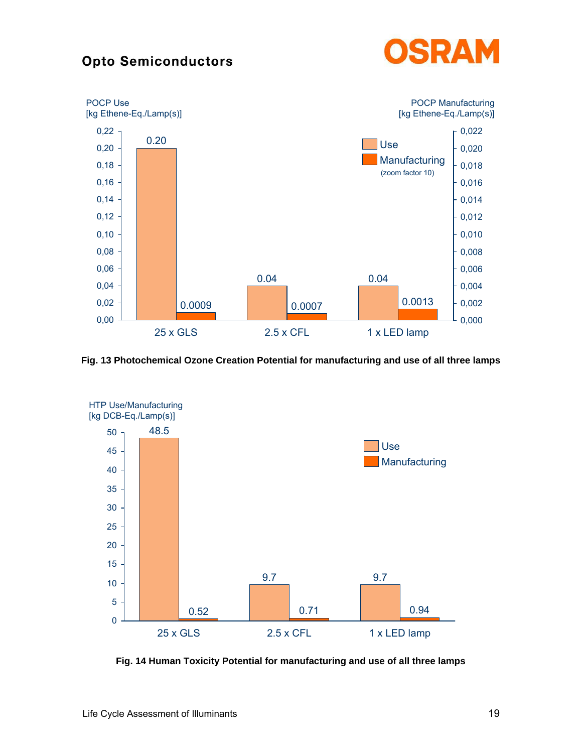Fig. 13 Photochemical Ozone Creation Potential for manufacturing and use of all three lamps

Fig. 14 Human Toxicity Potential for manufacturing and use of all three lamps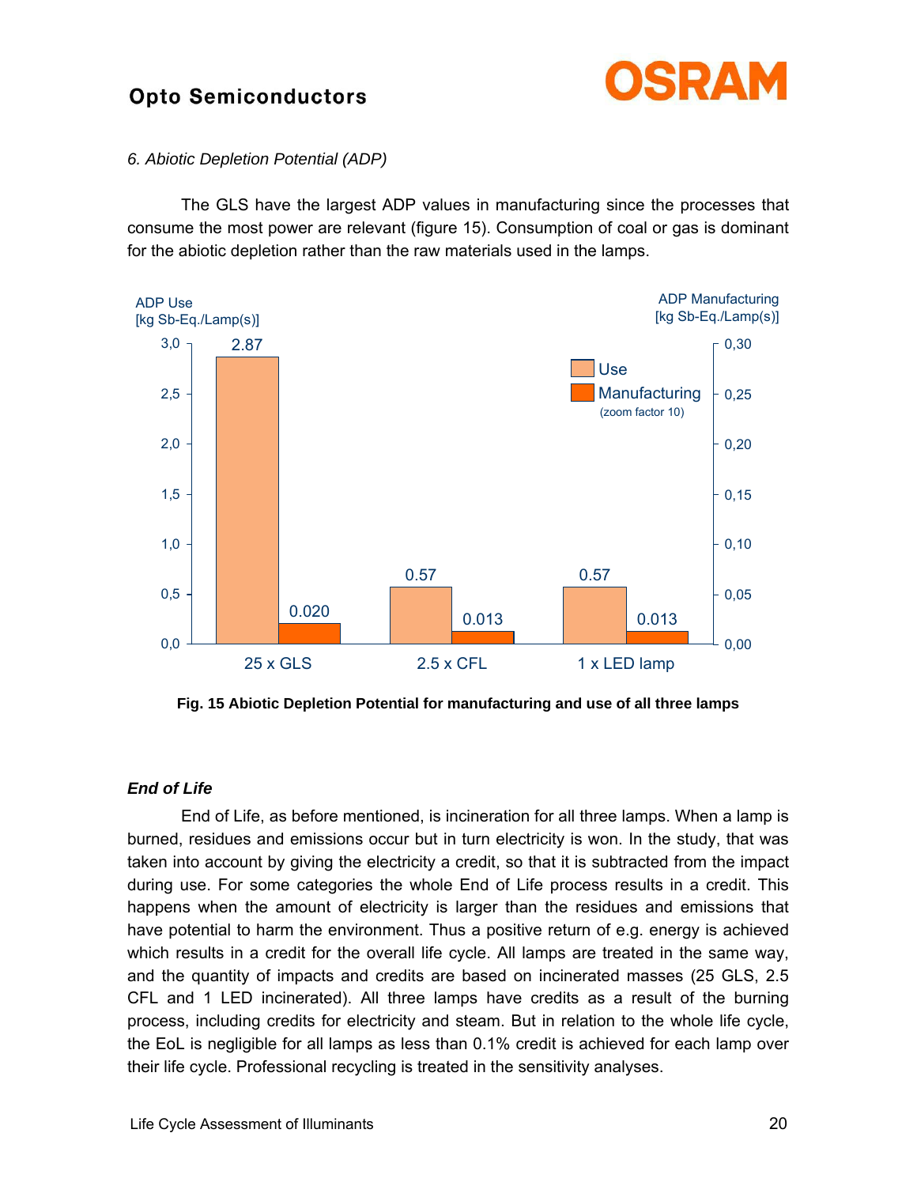*6. Abiotic Depletion Potential (ADP)*

The GLS have the largest ADP values in manufacturing since the processes that consume the most power are relevant (figure 15). Consumption of coal or gas is dominant for the abiotic depletion rather than the raw materials used in the lamps.

**Fig. 15 Abiotic Depletion Potential for manufacturing and use of all three lamps**

### *End of Life*

End of Life, as before mentioned, is incineration for all three lamps. When a lamp is burned, residues and emissions occur but in turn electricity is won. In the study, that was taken into account by giving the electricity a credit, so that it is subtracted from the impact during use. For some categories the whole End of Life process results in a credit. This happens when the amount of electricity is larger than the residues and emissions that have potential to harm the environment. Thus a positive return of e.g. energy is achieved which results in a credit for the overall life cycle. All lamps are treated in the same way, and the quantity of impacts and credits are based on incinerated masses (25 GLS, 2.5 CFL and 1 LED incinerated). All three lamps have credits as a result of the burning process, including credits for electricity and steam. But in relation to the whole life cycle, the EoL is negligible for all lamps as less than 0.1% credit is achieved for each lamp over their life cycle. Professional recycling is treated in the sensitivity analyses.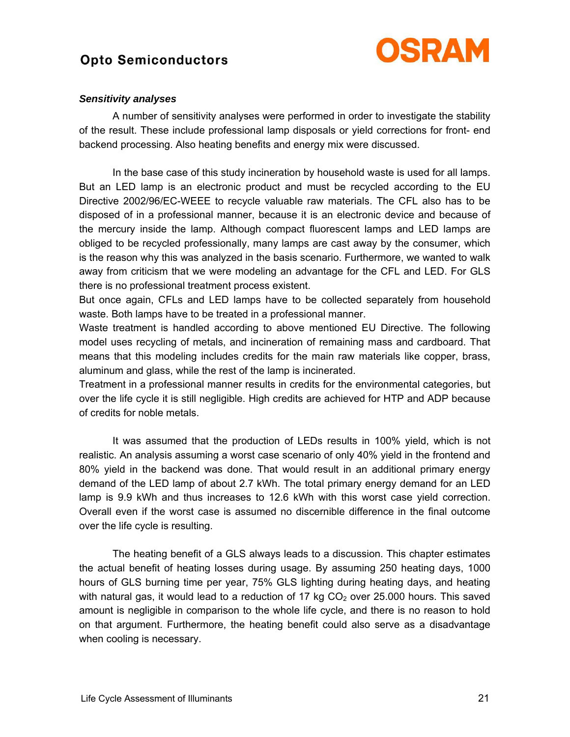***Sensitivity analyses***

A number of sensitivity analyses were performed in order to investigate the stability of the result. These include professional lamp disposals or yield corrections for front- end backend processing. Also heating benefits and energy mix were discussed.

In the base case of this study incineration by household waste is used for all lamps. But an LED lamp is an electronic product and must be recycled according to the EU Directive 2002/96/EC-WEEE to recycle valuable raw materials. The CFL also has to be disposed of in a professional manner, because it is an electronic device and because of the mercury inside the lamp. Although compact fluorescent lamps and LED lamps are obliged to be recycled professionally, many lamps are cast away by the consumer, which is the reason why this was analyzed in the basis scenario. Furthermore, we wanted to walk away from criticism that we were modeling an advantage for the CFL and LED. For GLS there is no professional treatment process existent.

But once again, CFLs and LED lamps have to be collected separately from household waste. Both lamps have to be treated in a professional manner.

Waste treatment is handled according to above mentioned EU Directive. The following model uses recycling of metals, and incineration of remaining mass and cardboard. That means that this modeling includes credits for the main raw materials like copper, brass, aluminum and glass, while the rest of the lamp is incinerated.

Treatment in a professional manner results in credits for the environmental categories, but over the life cycle it is still negligible. High credits are achieved for HTP and ADP because of credits for noble metals.

It was assumed that the production of LEDs results in 100% yield, which is not realistic. An analysis assuming a worst case scenario of only 40% yield in the frontend and 80% yield in the backend was done. That would result in an additional primary energy demand of the LED lamp of about 2.7 kWh. The total primary energy demand for an LED lamp is 9.9 kWh and thus increases to 12.6 kWh with this worst case yield correction. Overall even if the worst case is assumed no discernible difference in the final outcome over the life cycle is resulting.

The heating benefit of a GLS always leads to a discussion. This chapter estimates the actual benefit of heating losses during usage. By assuming 250 heating days, 1000 hours of GLS burning time per year, 75% GLS lighting during heating days, and heating with natural gas, it would lead to a reduction of 17 kg $CO_2$ over 25.000 hours. This saved amount is negligible in comparison to the whole life cycle, and there is no reason to hold on that argument. Furthermore, the heating benefit could also serve as a disadvantage when cooling is necessary.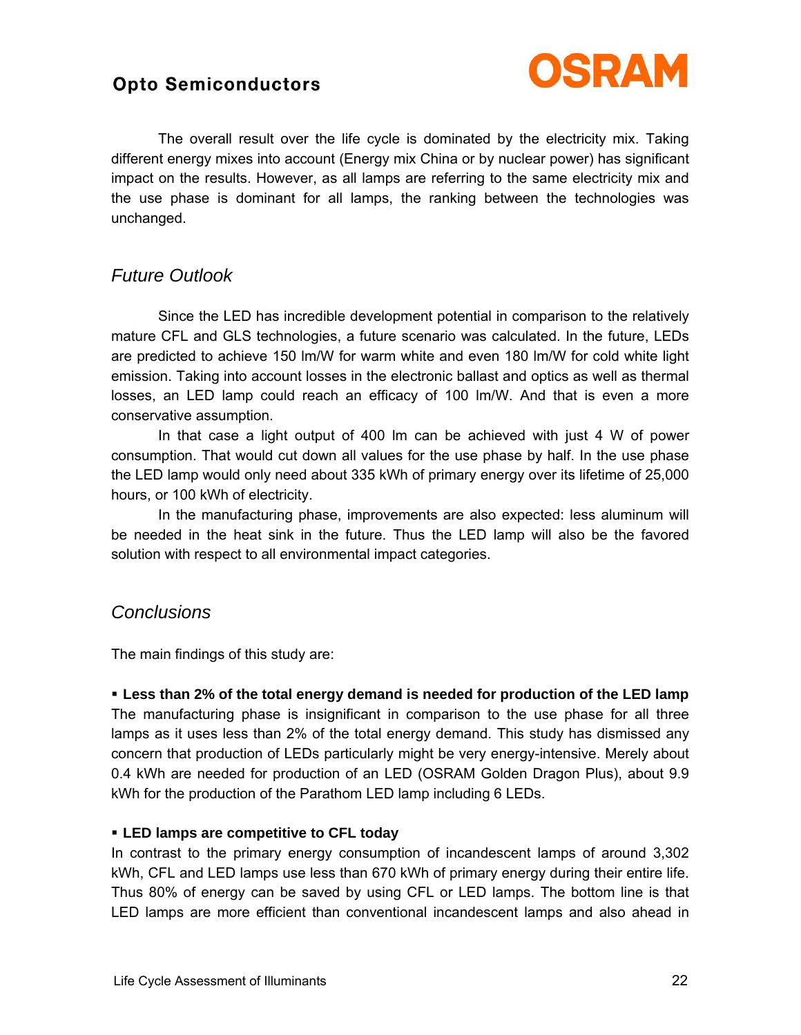The overall result over the life cycle is dominated by the electricity mix. Taking different energy mixes into account (Energy mix China or by nuclear power) has significant impact on the results. However, as all lamps are referring to the same electricity mix and the use phase is dominant for all lamps, the ranking between the technologies was unchanged.

## *Future Outlook*

Since the LED has incredible development potential in comparison to the relatively mature CFL and GLS technologies, a future scenario was calculated. In the future, LEDs are predicted to achieve 150 lm/W for warm white and even 180 lm/W for cold white light emission. Taking into account losses in the electronic ballast and optics as well as thermal losses, an LED lamp could reach an efficacy of 100 lm/W. And that is even a more conservative assumption.

In that case a light output of 400 lm can be achieved with just 4 W of power consumption. That would cut down all values for the use phase by half. In the use phase the LED lamp would only need about 335 kWh of primary energy over its lifetime of 25,000 hours, or 100 kWh of electricity.

In the manufacturing phase, improvements are also expected: less aluminum will be needed in the heat sink in the future. Thus the LED lamp will also be the favored solution with respect to all environmental impact categories.

## *Conclusions*

The main findings of this study are:

- **Less than 2% of the total energy demand is needed for production of the LED lamp**

The manufacturing phase is insignificant in comparison to the use phase for all three lamps as it uses less than 2% of the total energy demand. This study has dismissed any concern that production of LEDs particularly might be very energy-intensive. Merely about 0.4 kWh are needed for production of an LED (OSRAM Golden Dragon Plus), about 9.9 kWh for the production of the Parathom LED lamp including 6 LEDs.

- **LED lamps are competitive to CFL today**

In contrast to the primary energy consumption of incandescent lamps of around 3,302 kWh, CFL and LED lamps use less than 670 kWh of primary energy during their entire life. Thus 80% of energy can be saved by using CFL or LED lamps. The bottom line is that LED lamps are more efficient than conventional incandescent lamps and also ahead in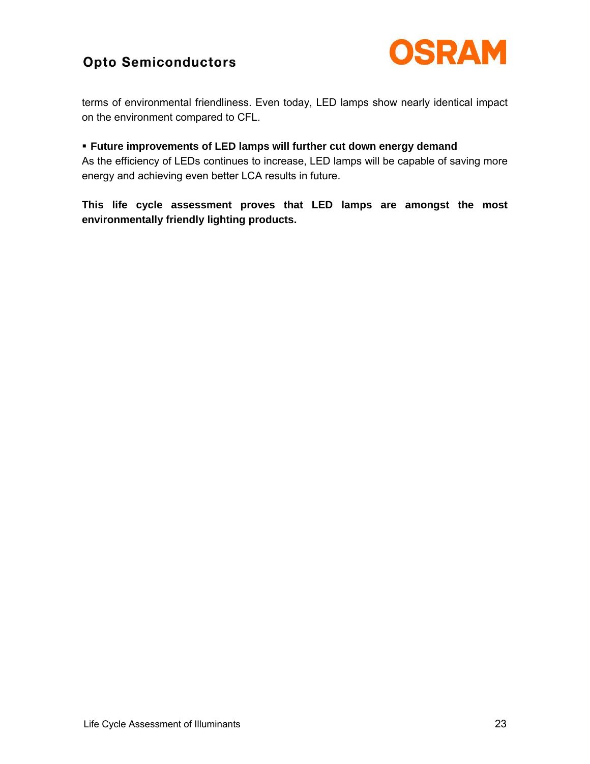terms of environmental friendliness. Even today, LED lamps show nearly identical impact on the environment compared to CFL.

▪ **Future improvements of LED lamps will further cut down energy demand**

As the efficiency of LEDs continues to increase, LED lamps will be capable of saving more energy and achieving even better LCA results in future.

**This life cycle assessment proves that LED lamps are amongst the most environmentally friendly lighting products.**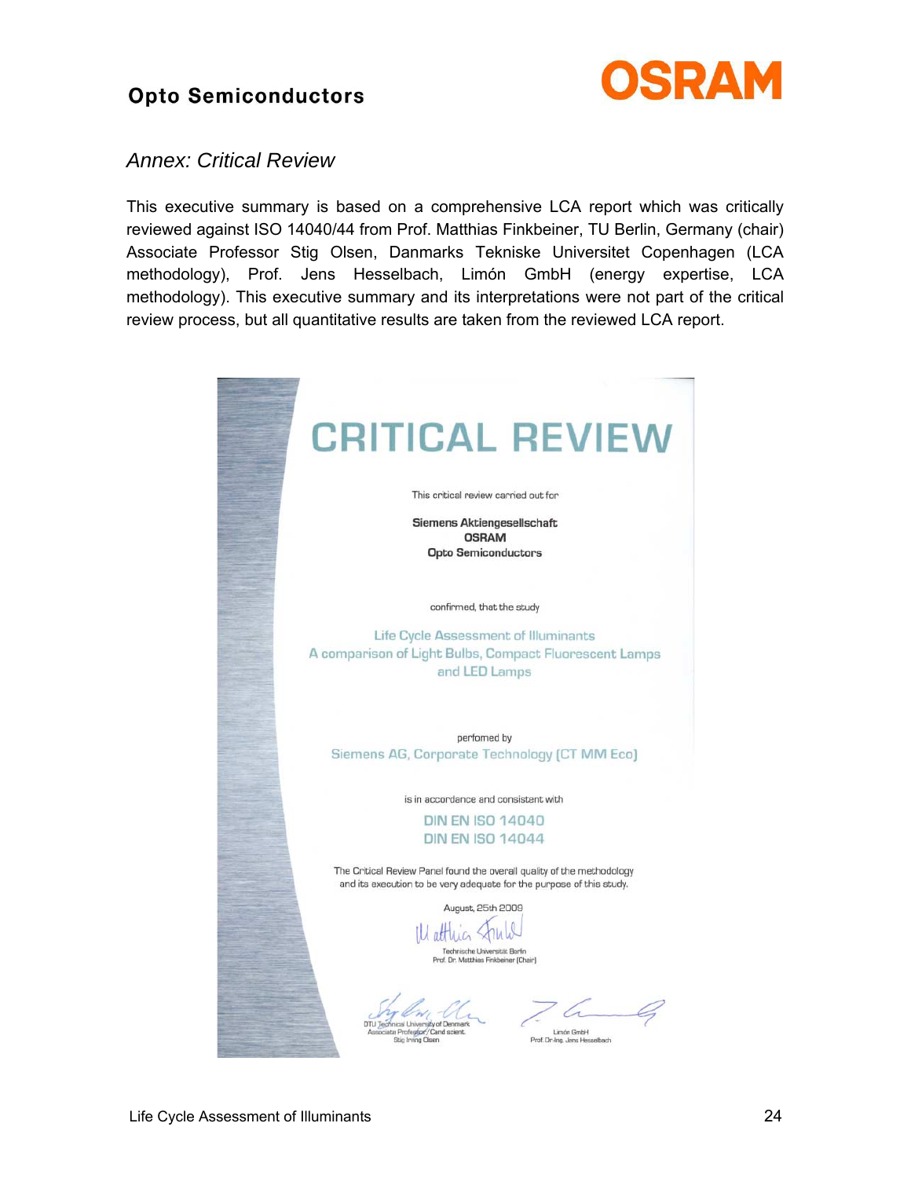## Annex: Critical Review

This executive summary is based on a comprehensive LCA report which was critically reviewed against ISO 14040/44 from Prof. Matthias Finkbeiner, TU Berlin, Germany (chair) Associate Professor Stig Olsen, Danmarks Tekniske Universitet Copenhagen (LCA methodology), Prof. Jens Hesselbach, Limón GmbH (energy expertise, LCA methodology). This executive summary and its interpretations were not part of the critical review process, but all quantitative results are taken from the reviewed LCA report.

# CRITICAL REVIEW

This critical review carried out for

**Siemens Aktiengesellschaft**
**OSRAM**
**Opto Semiconductors**

confirmed, that the study

Life Cycle Assessment of Illuminants
A comparison of Light Bulbs, Compact Fluorescent Lamps and LED Lamps

perfomed by
Siemens AG, Corporate Technology (CT MM Eco)

is in accordance and consistent with

DIN EN ISO 14040
DIN EN ISO 14044

The Critical Review Panel found the overall quality of the methodology and its execution to be very adequate for the purpose of this study.

August, 25th 2009

Technische Universität Berlin
Prof. Dr. Matthias Finkbeiner (Chair)

DTU Technical University of Denmark
Associate Professor / Cand scient.
Stig Irving Olsen

Limón GmbH
Prof. Dr-Ing. Jens Hesselbach